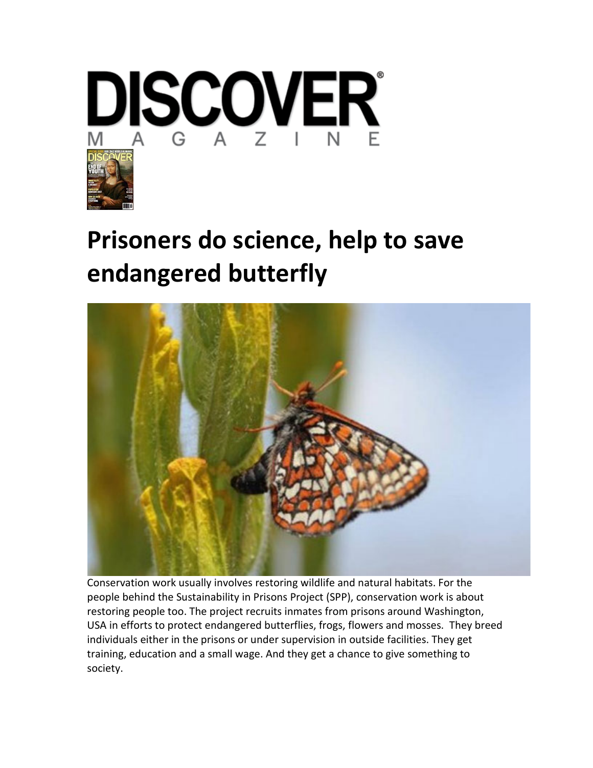# Prisoners do science, help to save endangered butterfly

Conservation work usually involves restoring wildlife and natural habitats. For the people behind the Sustainability in Prisons Project (SPP), conservation work is about restoring people too. The project recruits inmates from prisons around Washington, USA in efforts to protect endangered butterflies, frogs, flowers and mosses. They breed individuals either in the prisons or under supervision in outside facilities. They get training, education and a small wage. And they get a chance to give something to society.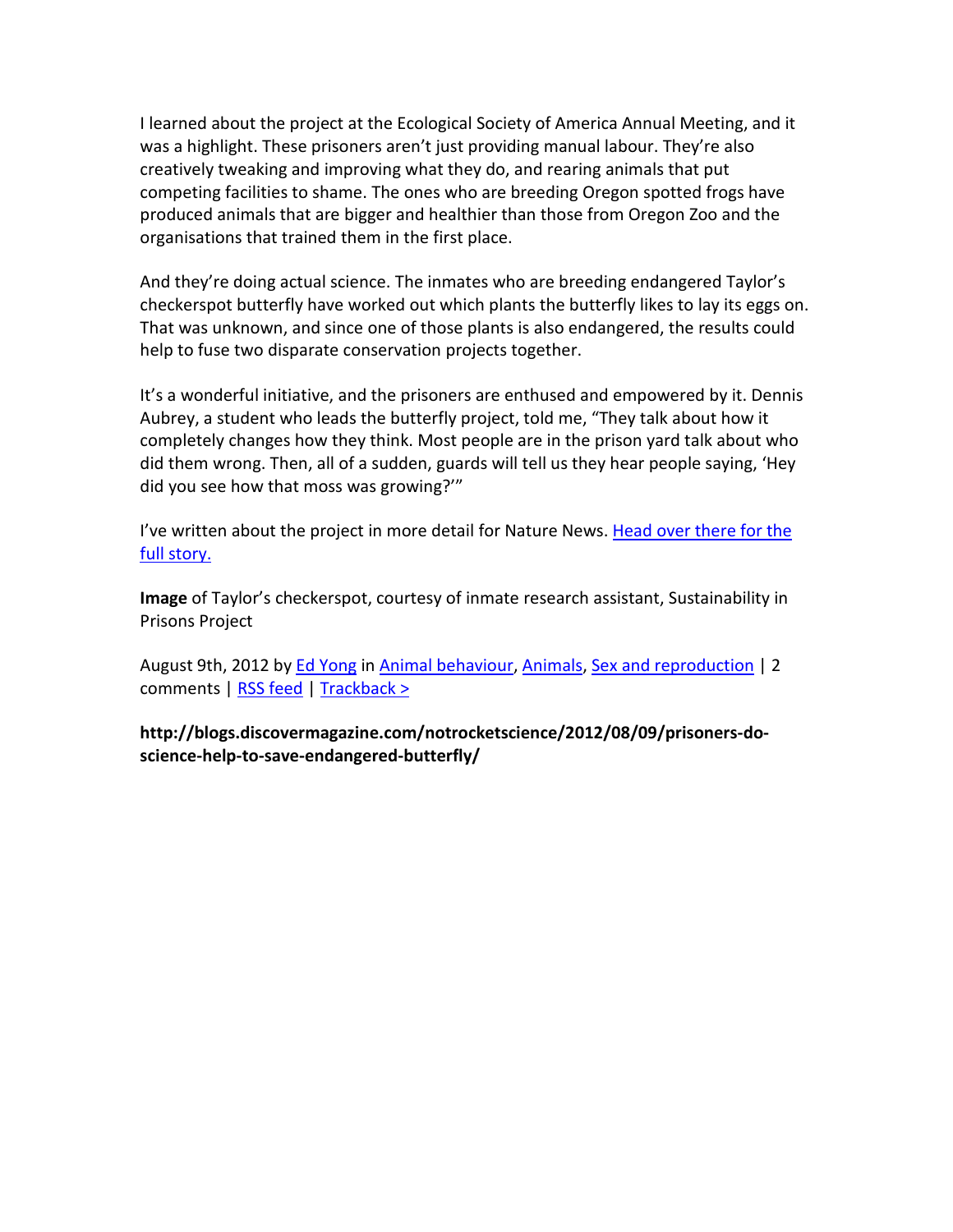I learned about the project at the Ecological Society of America Annual Meeting, and it was a highlight. These prisoners aren't just providing manual labour. They're also creatively tweaking and improving what they do, and rearing animals that put competing facilities to shame. The ones who are breeding Oregon spotted frogs have produced animals that are bigger and healthier than those from Oregon Zoo and the organisations that trained them in the first place.

And they're doing actual science. The inmates who are breeding endangered Taylor's checkerspot butterfly have worked out which plants the butterfly likes to lay its eggs on. That was unknown, and since one of those plants is also endangered, the results could help to fuse two disparate conservation projects together.

It's a wonderful initiative, and the prisoners are enthused and empowered by it. Dennis Aubrey, a student who leads the butterfly project, told me, "They talk about how it completely changes how they think. Most people are in the prison yard talk about who did them wrong. Then, all of a sudden, guards will tell us they hear people saying, 'Hey did you see how that moss was growing?'"

I've written about the project in more detail for Nature News. [Head over there for the full story.]

**Image** of Taylor's checkerspot, courtesy of inmate research assistant, Sustainability in Prisons Project

August 9th, 2012 by [Ed Yong] in [Animal behaviour], [Animals], [Sex and reproduction] | 2 comments | [RSS feed] | [Trackback >]

**http://blogs.discovermagazine.com/notrocketscience/2012/08/09/prisoners-do-science-help-to-save-endangered-butterfly/**